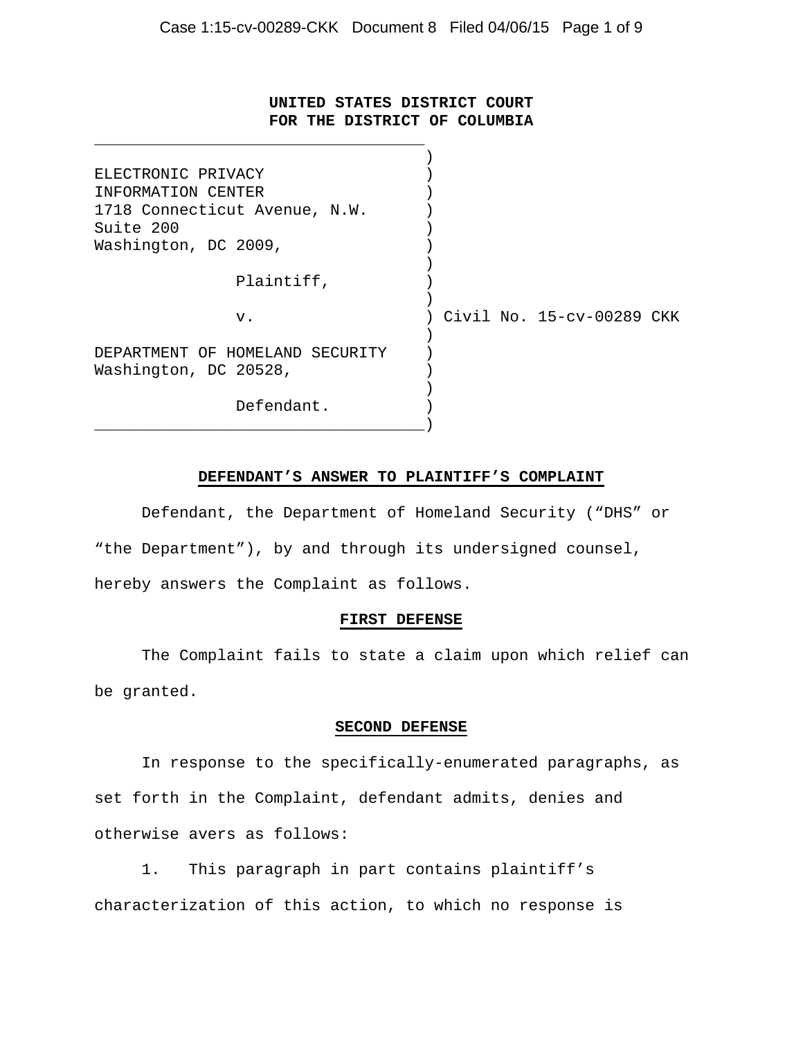**UNITED STATES DISTRICT COURT**
**FOR THE DISTRICT OF COLUMBIA**

ELECTRONIC PRIVACY
INFORMATION CENTER
1718 Connecticut Avenue, N.W.
Suite 200
Washington, DC 2009,

Plaintiff,

v.

DEPARTMENT OF HOMELAND SECURITY
Washington, DC 20528,

Defendant.

Civil No. 15-cv-00289 CKK

## **DEFENDANT'S ANSWER TO PLAINTIFF'S COMPLAINT**

Defendant, the Department of Homeland Security ("DHS" or "the Department"), by and through its undersigned counsel, hereby answers the Complaint as follows.

### **FIRST DEFENSE**

The Complaint fails to state a claim upon which relief can be granted.

### **SECOND DEFENSE**

In response to the specifically-enumerated paragraphs, as set forth in the Complaint, defendant admits, denies and otherwise avers as follows:

1. This paragraph in part contains plaintiff's characterization of this action, to which no response is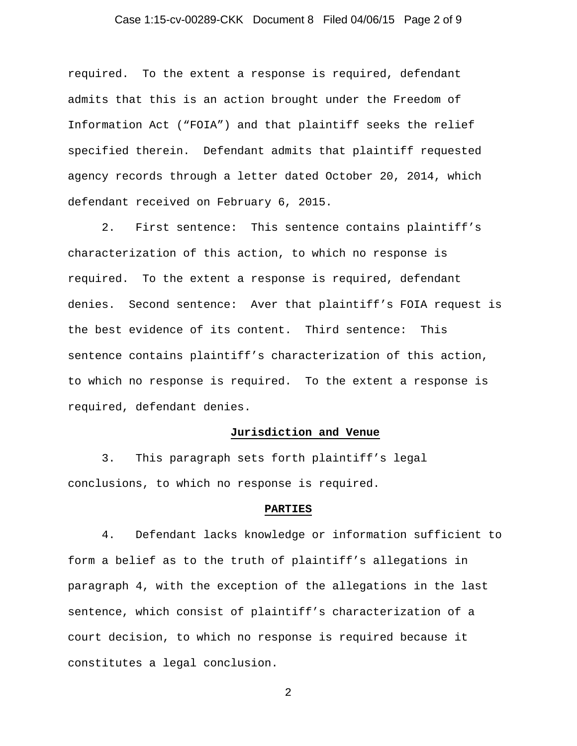required. To the extent a response is required, defendant admits that this is an action brought under the Freedom of Information Act ("FOIA") and that plaintiff seeks the relief specified therein. Defendant admits that plaintiff requested agency records through a letter dated October 20, 2014, which defendant received on February 6, 2015.

2. First sentence: This sentence contains plaintiff's characterization of this action, to which no response is required. To the extent a response is required, defendant denies. Second sentence: Aver that plaintiff's FOIA request is the best evidence of its content. Third sentence: This sentence contains plaintiff's characterization of this action, to which no response is required. To the extent a response is required, defendant denies.

**Jurisdiction and Venue**

3. This paragraph sets forth plaintiff's legal conclusions, to which no response is required.

**PARTIES**

4. Defendant lacks knowledge or information sufficient to form a belief as to the truth of plaintiff's allegations in paragraph 4, with the exception of the allegations in the last sentence, which consist of plaintiff's characterization of a court decision, to which no response is required because it constitutes a legal conclusion.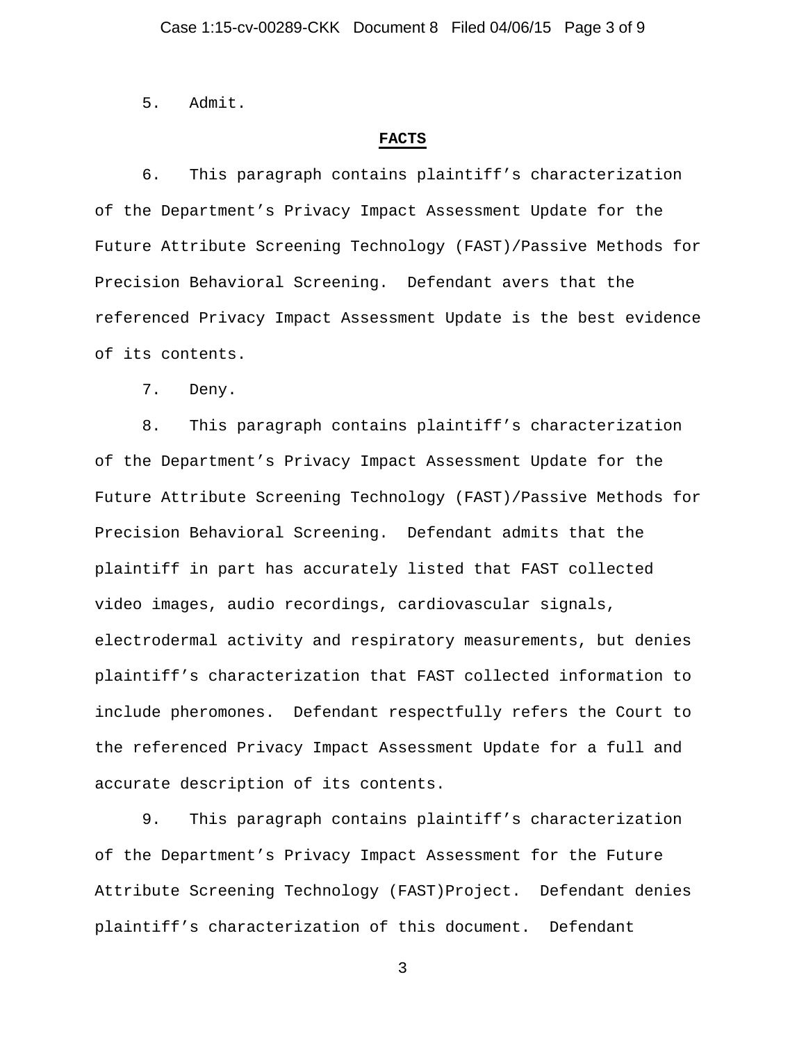5. Admit.

**FACTS**

6. This paragraph contains plaintiff's characterization of the Department's Privacy Impact Assessment Update for the Future Attribute Screening Technology (FAST)/Passive Methods for Precision Behavioral Screening. Defendant avers that the referenced Privacy Impact Assessment Update is the best evidence of its contents.

7. Deny.

8. This paragraph contains plaintiff's characterization of the Department's Privacy Impact Assessment Update for the Future Attribute Screening Technology (FAST)/Passive Methods for Precision Behavioral Screening. Defendant admits that the plaintiff in part has accurately listed that FAST collected video images, audio recordings, cardiovascular signals, electrodermal activity and respiratory measurements, but denies plaintiff's characterization that FAST collected information to include pheromones. Defendant respectfully refers the Court to the referenced Privacy Impact Assessment Update for a full and accurate description of its contents.

9. This paragraph contains plaintiff's characterization of the Department's Privacy Impact Assessment for the Future Attribute Screening Technology (FAST)Project. Defendant denies plaintiff's characterization of this document. Defendant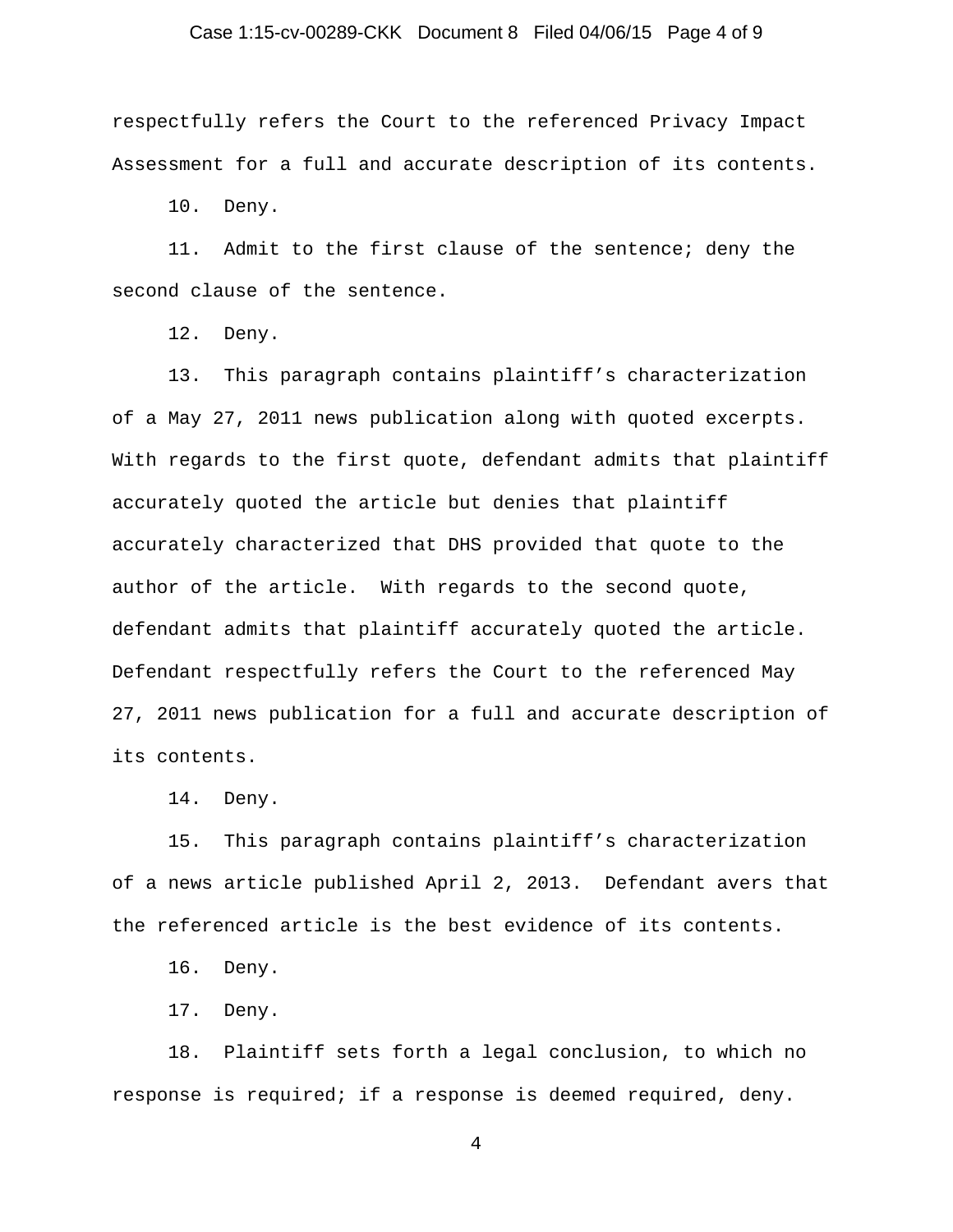respectfully refers the Court to the referenced Privacy Impact Assessment for a full and accurate description of its contents.

10. Deny.

11. Admit to the first clause of the sentence; deny the second clause of the sentence.

12. Deny.

13. This paragraph contains plaintiff's characterization of a May 27, 2011 news publication along with quoted excerpts. With regards to the first quote, defendant admits that plaintiff accurately quoted the article but denies that plaintiff accurately characterized that DHS provided that quote to the author of the article. With regards to the second quote, defendant admits that plaintiff accurately quoted the article. Defendant respectfully refers the Court to the referenced May 27, 2011 news publication for a full and accurate description of its contents.

14. Deny.

15. This paragraph contains plaintiff's characterization of a news article published April 2, 2013. Defendant avers that the referenced article is the best evidence of its contents.

16. Deny.

17. Deny.

18. Plaintiff sets forth a legal conclusion, to which no response is required; if a response is deemed required, deny.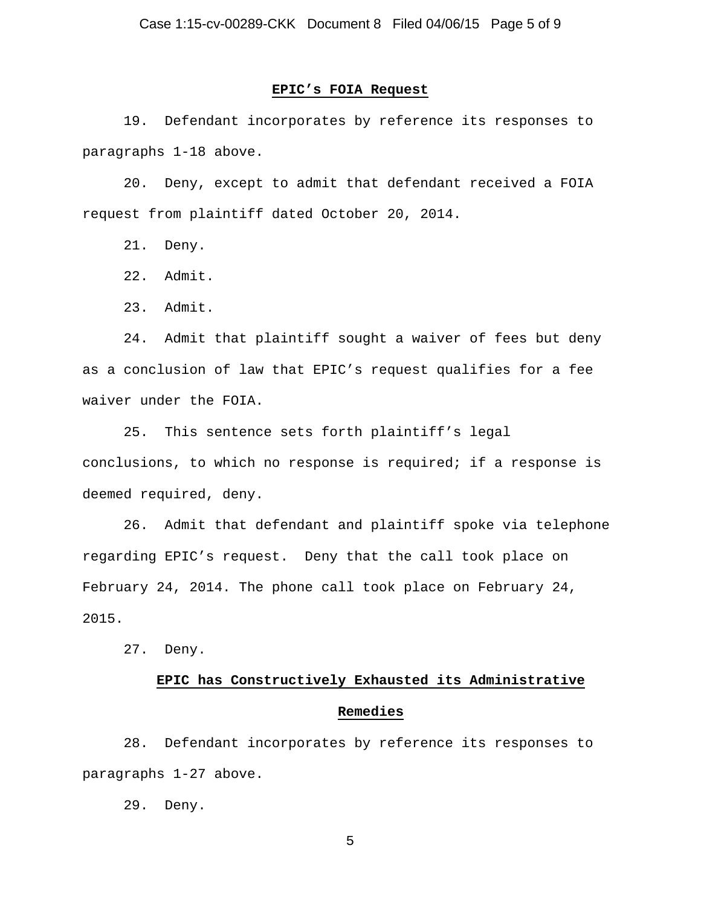## EPIC's FOIA Request

19. Defendant incorporates by reference its responses to paragraphs 1-18 above.

20. Deny, except to admit that defendant received a FOIA request from plaintiff dated October 20, 2014.

21. Deny.

22. Admit.

23. Admit.

24. Admit that plaintiff sought a waiver of fees but deny as a conclusion of law that EPIC's request qualifies for a fee waiver under the FOIA.

25. This sentence sets forth plaintiff's legal conclusions, to which no response is required; if a response is deemed required, deny.

26. Admit that defendant and plaintiff spoke via telephone regarding EPIC's request. Deny that the call took place on February 24, 2014. The phone call took place on February 24, 2015.

27. Deny.

## EPIC has Constructively Exhausted its Administrative Remedies

28. Defendant incorporates by reference its responses to paragraphs 1-27 above.

29. Deny.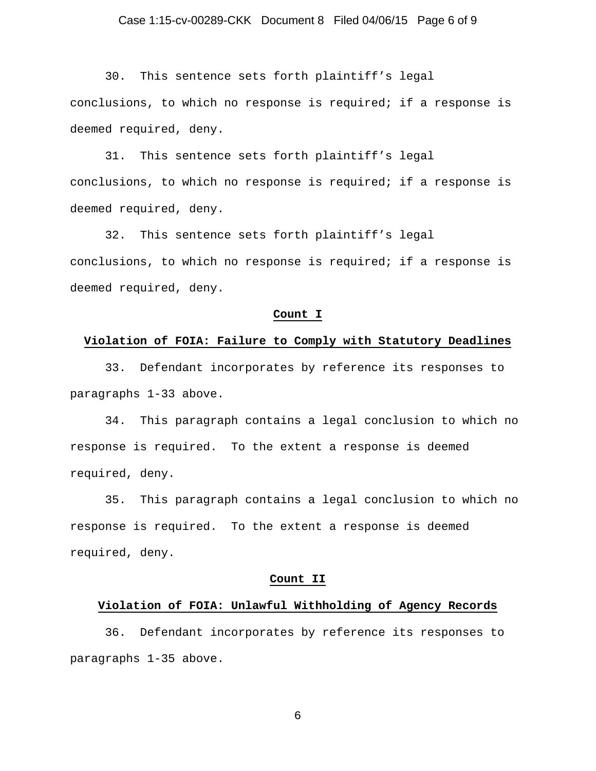30. This sentence sets forth plaintiff's legal conclusions, to which no response is required; if a response is deemed required, deny.

31. This sentence sets forth plaintiff's legal conclusions, to which no response is required; if a response is deemed required, deny.

32. This sentence sets forth plaintiff's legal conclusions, to which no response is required; if a response is deemed required, deny.

**Count I**

**Violation of FOIA: Failure to Comply with Statutory Deadlines**

33. Defendant incorporates by reference its responses to paragraphs 1-33 above.

34. This paragraph contains a legal conclusion to which no response is required. To the extent a response is deemed required, deny.

35. This paragraph contains a legal conclusion to which no response is required. To the extent a response is deemed required, deny.

**Count II**

**Violation of FOIA: Unlawful Withholding of Agency Records**

36. Defendant incorporates by reference its responses to paragraphs 1-35 above.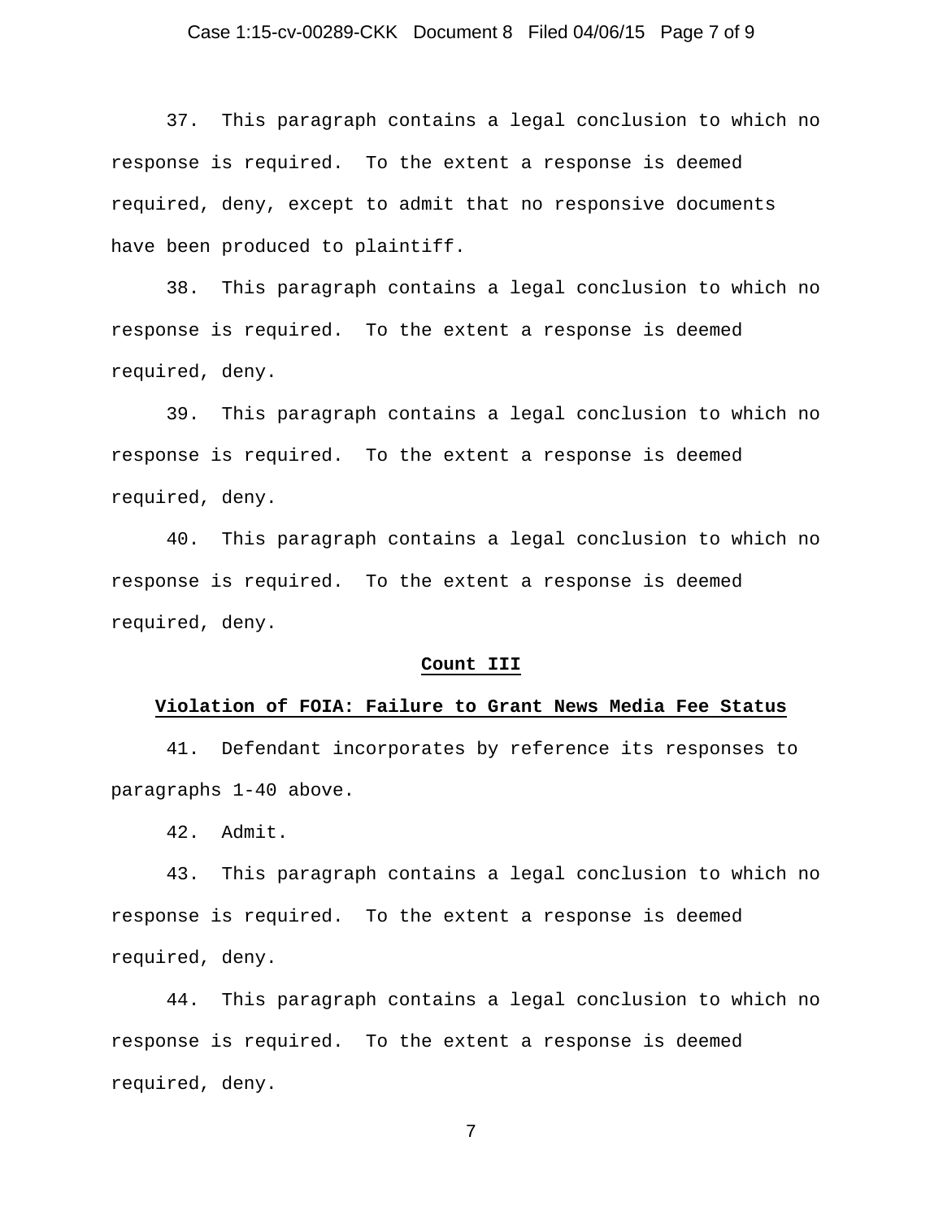37. This paragraph contains a legal conclusion to which no response is required. To the extent a response is deemed required, deny, except to admit that no responsive documents have been produced to plaintiff.

38. This paragraph contains a legal conclusion to which no response is required. To the extent a response is deemed required, deny.

39. This paragraph contains a legal conclusion to which no response is required. To the extent a response is deemed required, deny.

40. This paragraph contains a legal conclusion to which no response is required. To the extent a response is deemed required, deny.

**Count III**

**Violation of FOIA: Failure to Grant News Media Fee Status**

41. Defendant incorporates by reference its responses to paragraphs 1-40 above.

42. Admit.

43. This paragraph contains a legal conclusion to which no response is required. To the extent a response is deemed required, deny.

44. This paragraph contains a legal conclusion to which no response is required. To the extent a response is deemed required, deny.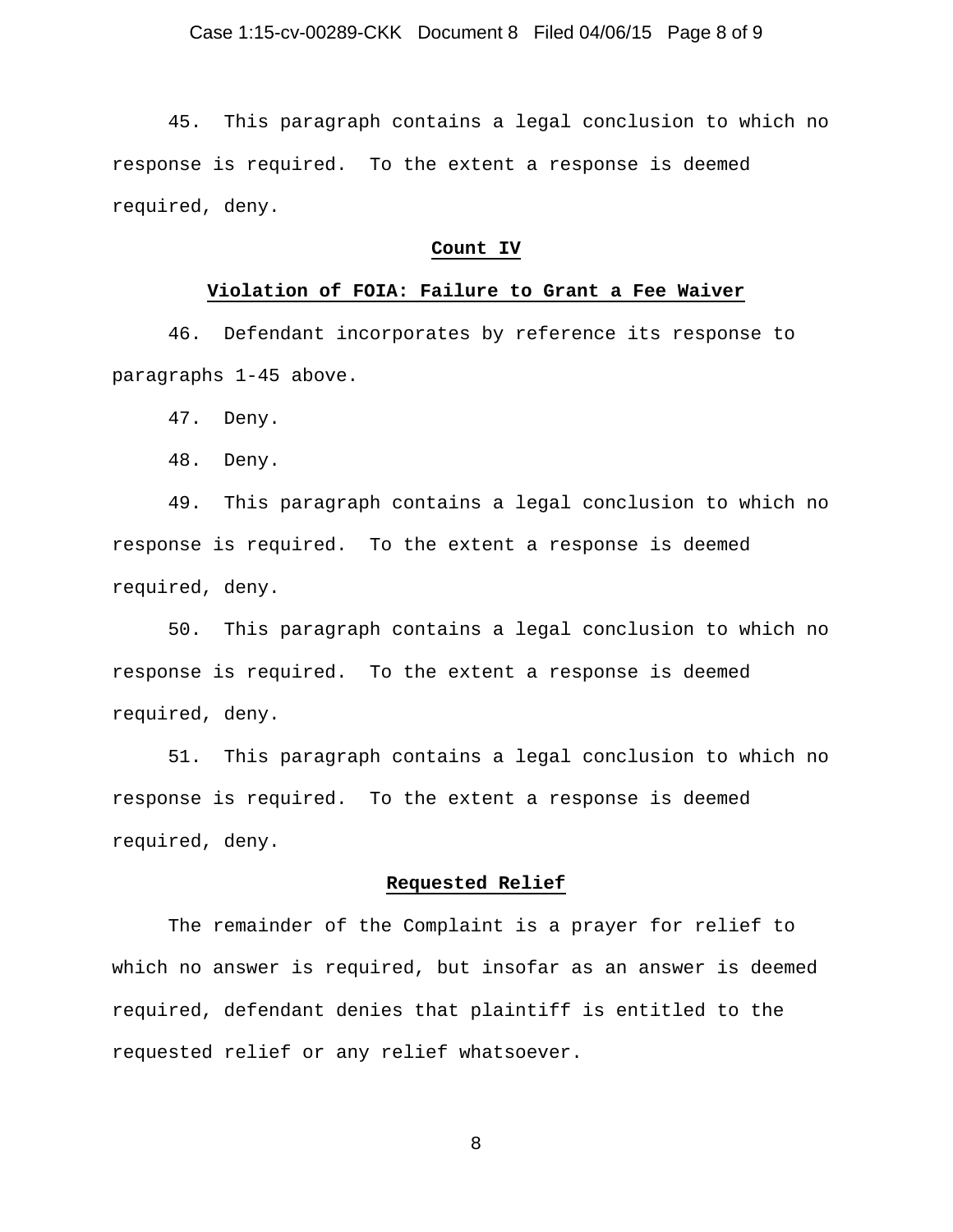45. This paragraph contains a legal conclusion to which no response is required. To the extent a response is deemed required, deny.

## Count IV

## Violation of FOIA: Failure to Grant a Fee Waiver

46. Defendant incorporates by reference its response to paragraphs 1-45 above.

47. Deny.

48. Deny.

49. This paragraph contains a legal conclusion to which no response is required. To the extent a response is deemed required, deny.

50. This paragraph contains a legal conclusion to which no response is required. To the extent a response is deemed required, deny.

51. This paragraph contains a legal conclusion to which no response is required. To the extent a response is deemed required, deny.

## Requested Relief

The remainder of the Complaint is a prayer for relief to which no answer is required, but insofar as an answer is deemed required, defendant denies that plaintiff is entitled to the requested relief or any relief whatsoever.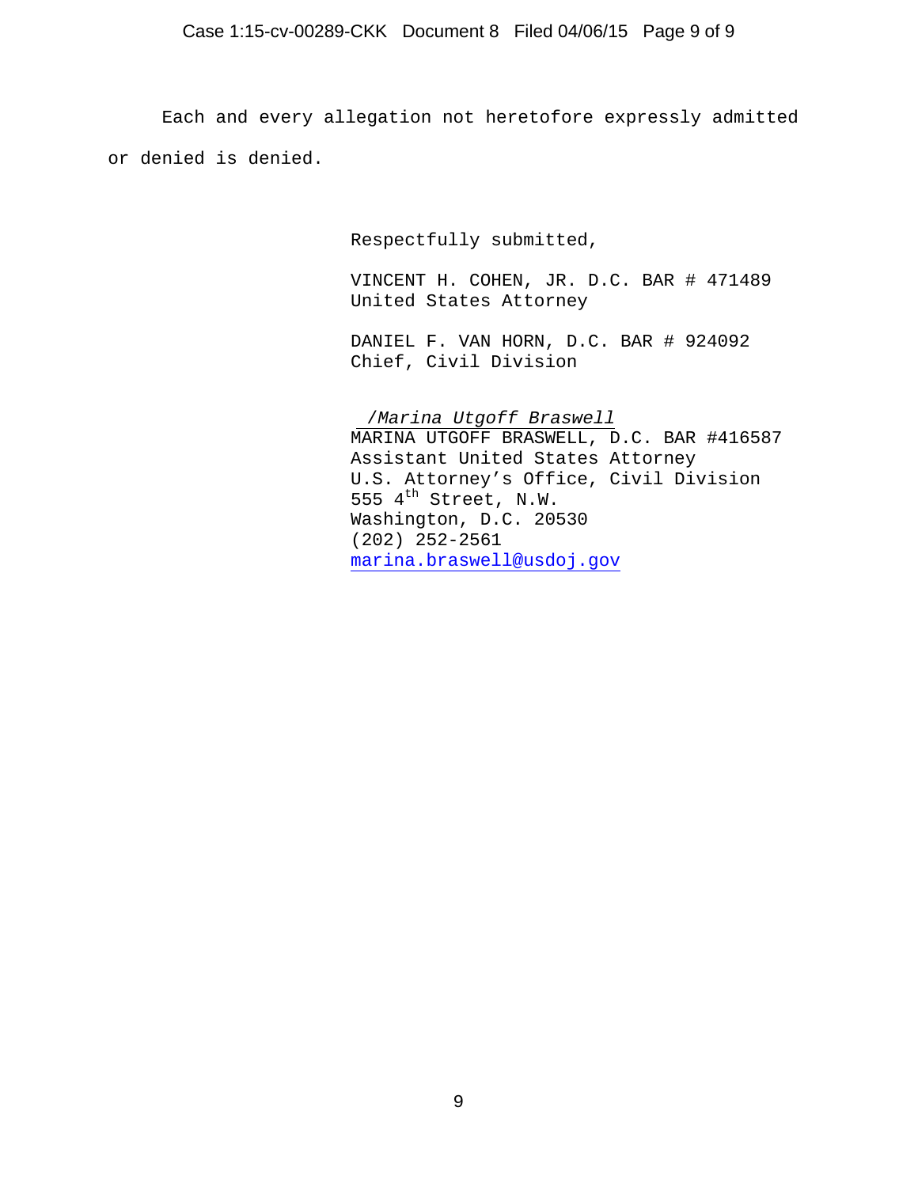Each and every allegation not heretofore expressly admitted or denied is denied.

Respectfully submitted,

VINCENT H. COHEN, JR. D.C. BAR # 471489
United States Attorney

DANIEL F. VAN HORN, D.C. BAR # 924092
Chief, Civil Division

*/Marina Utgoff Braswell*
MARINA UTGOFF BRASWELL, D.C. BAR #416587
Assistant United States Attorney
U.S. Attorney's Office, Civil Division
555 4th Street, N.W.
Washington, D.C. 20530
(202) 252-2561
marina.braswell@usdoj.gov